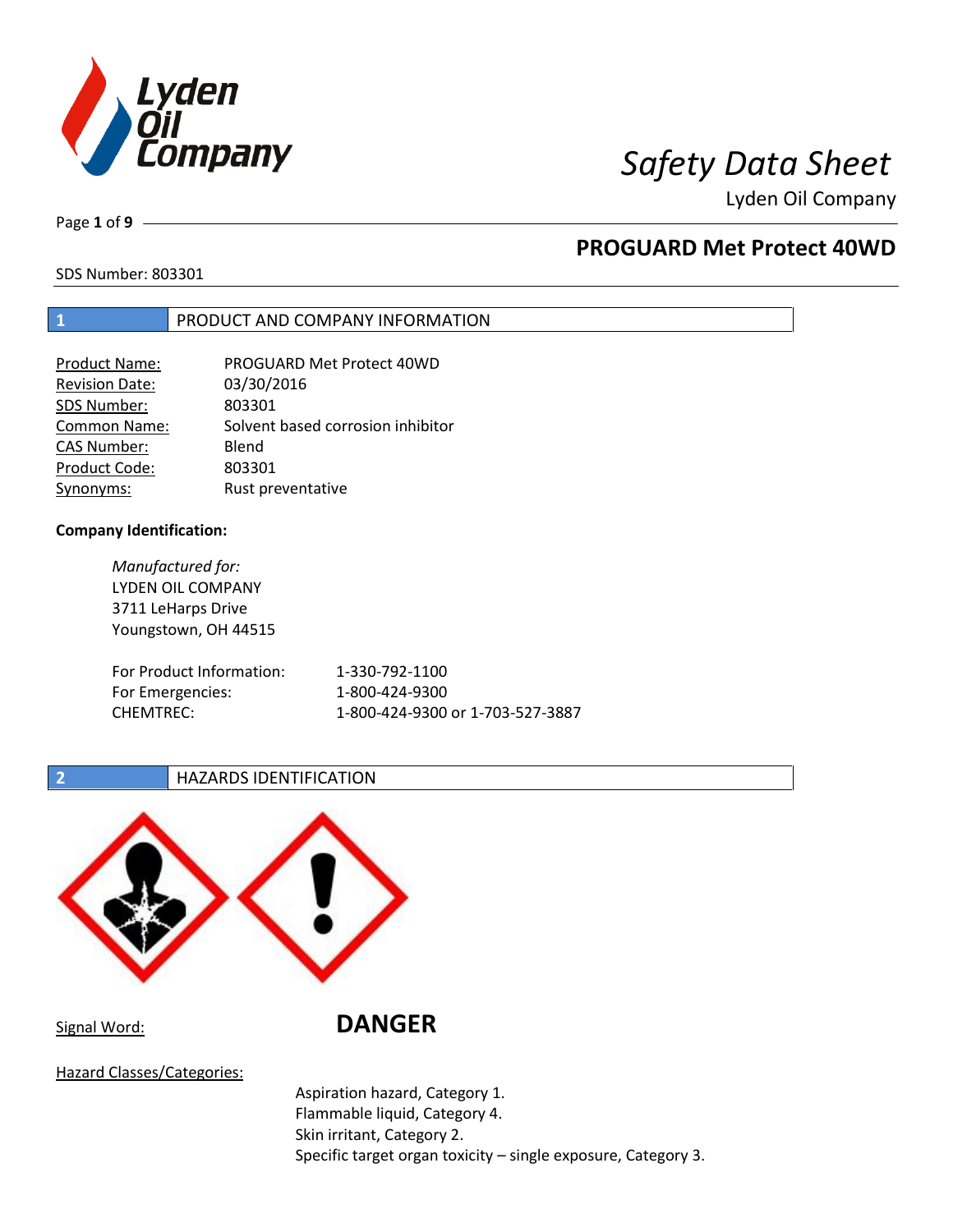# Safety Data Sheet

Lyden Oil Company

## PROGUARD Met Protect 40WD

SDS Number: 803301

## 1 PRODUCT AND COMPANY INFORMATION

| | |
|---|---|
| Product Name: | PROGUARD Met Protect 40WD |
| Revision Date: | 03/30/2016 |
| SDS Number: | 803301 |
| Common Name: | Solvent based corrosion inhibitor |
| CAS Number: | Blend |
| Product Code: | 803301 |
| Synonyms: | Rust preventative |

**Company Identification:**

*Manufactured for:*
LYDEN OIL COMPANY
3711 LeHarps Drive
Youngstown, OH 44515

| | |
|---|---|
| For Product Information: | 1-330-792-1100 |
| For Emergencies: | 1-800-424-9300 |
| CHEMTREC: | 1-800-424-9300 or 1-703-527-3887 |

## 2 HAZARDS IDENTIFICATION

Signal Word: **DANGER**

Hazard Classes/Categories:

Aspiration hazard, Category 1.
Flammable liquid, Category 4.
Skin irritant, Category 2.
Specific target organ toxicity – single exposure, Category 3.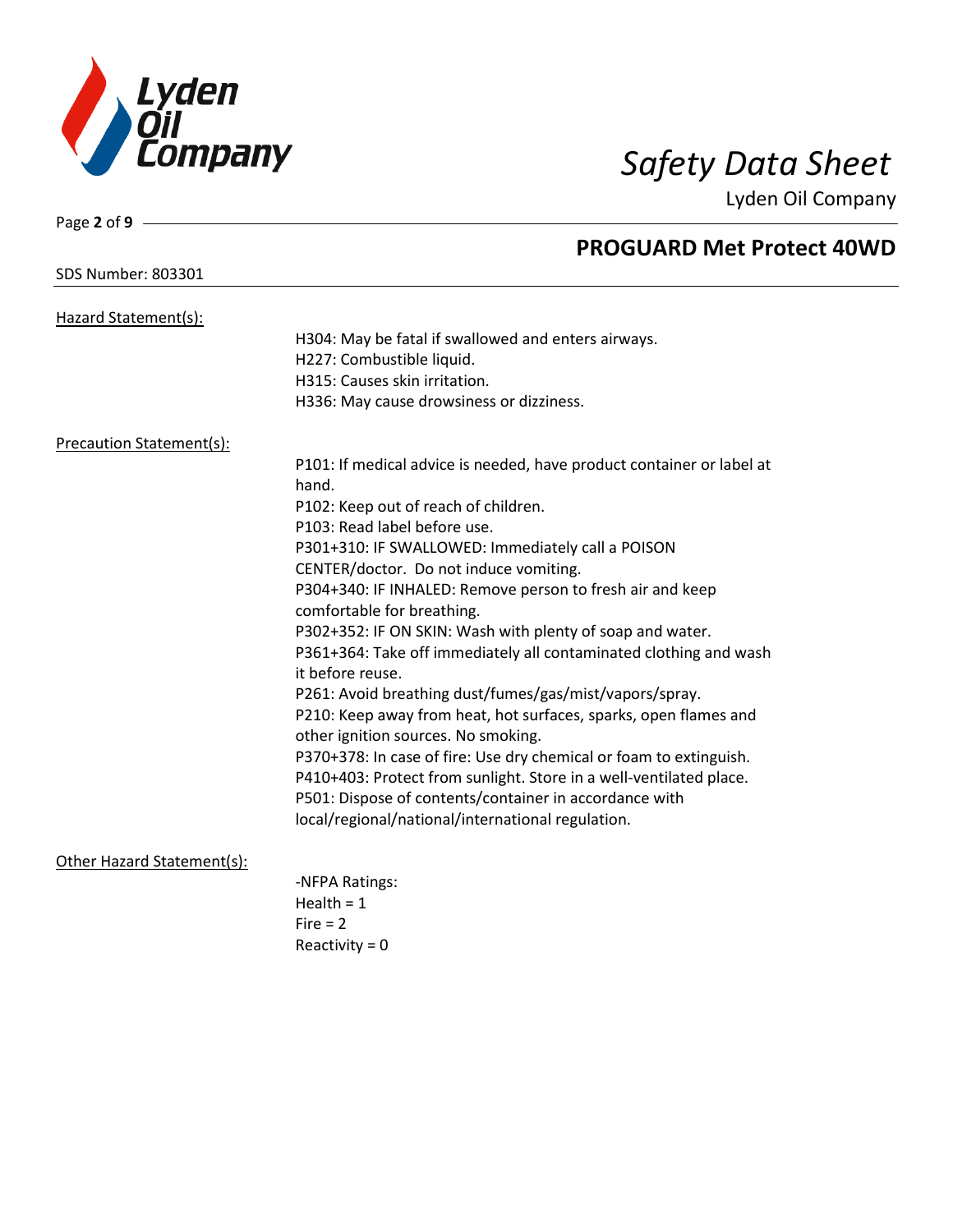Hazard Statement(s):

H304: May be fatal if swallowed and enters airways.
H227: Combustible liquid.
H315: Causes skin irritation.
H336: May cause drowsiness or dizziness.

Precaution Statement(s):

P101: If medical advice is needed, have product container or label at hand.
P102: Keep out of reach of children.
P103: Read label before use.
P301+310: IF SWALLOWED: Immediately call a POISON CENTER/doctor. Do not induce vomiting.
P304+340: IF INHALED: Remove person to fresh air and keep comfortable for breathing.
P302+352: IF ON SKIN: Wash with plenty of soap and water.
P361+364: Take off immediately all contaminated clothing and wash it before reuse.
P261: Avoid breathing dust/fumes/gas/mist/vapors/spray.
P210: Keep away from heat, hot surfaces, sparks, open flames and other ignition sources. No smoking.
P370+378: In case of fire: Use dry chemical or foam to extinguish.
P410+403: Protect from sunlight. Store in a well-ventilated place.
P501: Dispose of contents/container in accordance with local/regional/national/international regulation.

Other Hazard Statement(s):

-NFPA Ratings:
Health = 1
Fire = 2
Reactivity = 0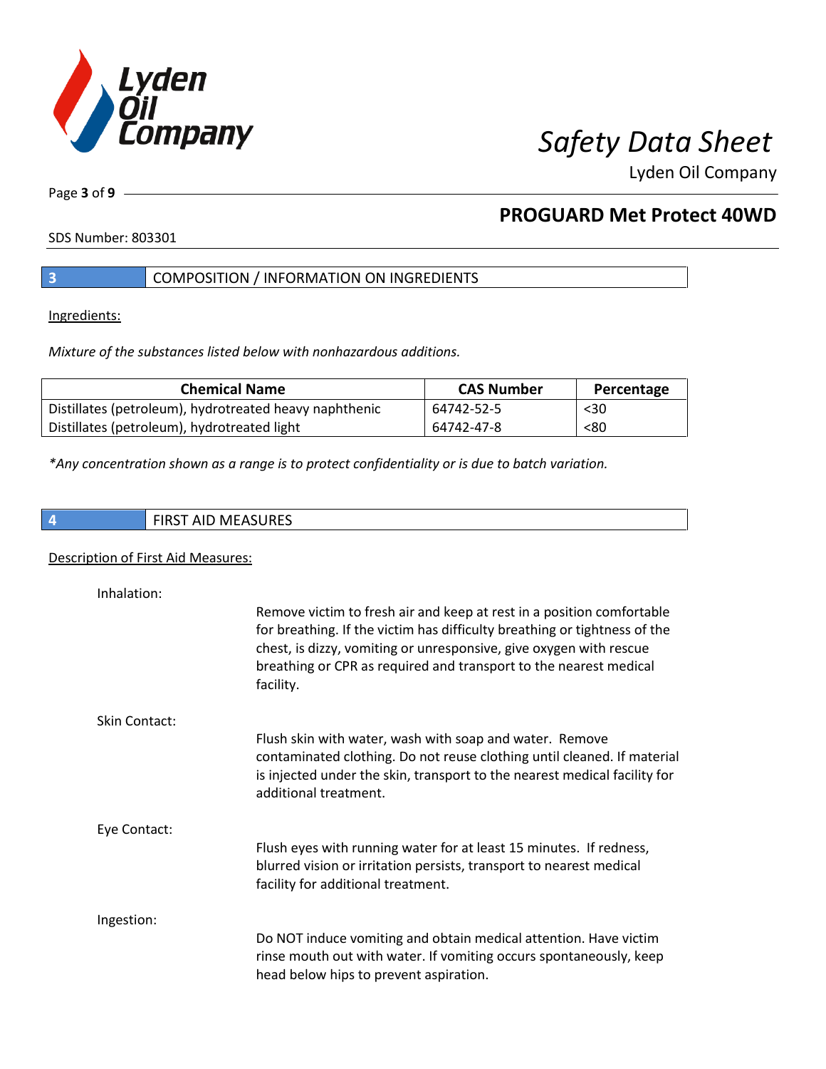## 3 COMPOSITION / INFORMATION ON INGREDIENTS

Ingredients:

*Mixture of the substances listed below with nonhazardous additions.*

| Chemical Name | CAS Number | Percentage |
|---|---|---|
| Distillates (petroleum), hydrotreated heavy naphthenic | 64742-52-5 | <30 |
| Distillates (petroleum), hydrotreated light | 64742-47-8 | <80 |

*\*Any concentration shown as a range is to protect confidentiality or is due to batch variation.*

## 4 FIRST AID MEASURES

Description of First Aid Measures:

Inhalation:

Remove victim to fresh air and keep at rest in a position comfortable for breathing. If the victim has difficulty breathing or tightness of the chest, is dizzy, vomiting or unresponsive, give oxygen with rescue breathing or CPR as required and transport to the nearest medical facility.

Skin Contact:

Flush skin with water, wash with soap and water. Remove contaminated clothing. Do not reuse clothing until cleaned. If material is injected under the skin, transport to the nearest medical facility for additional treatment.

Eye Contact:

Flush eyes with running water for at least 15 minutes. If redness, blurred vision or irritation persists, transport to nearest medical facility for additional treatment.

Ingestion:

Do NOT induce vomiting and obtain medical attention. Have victim rinse mouth out with water. If vomiting occurs spontaneously, keep head below hips to prevent aspiration.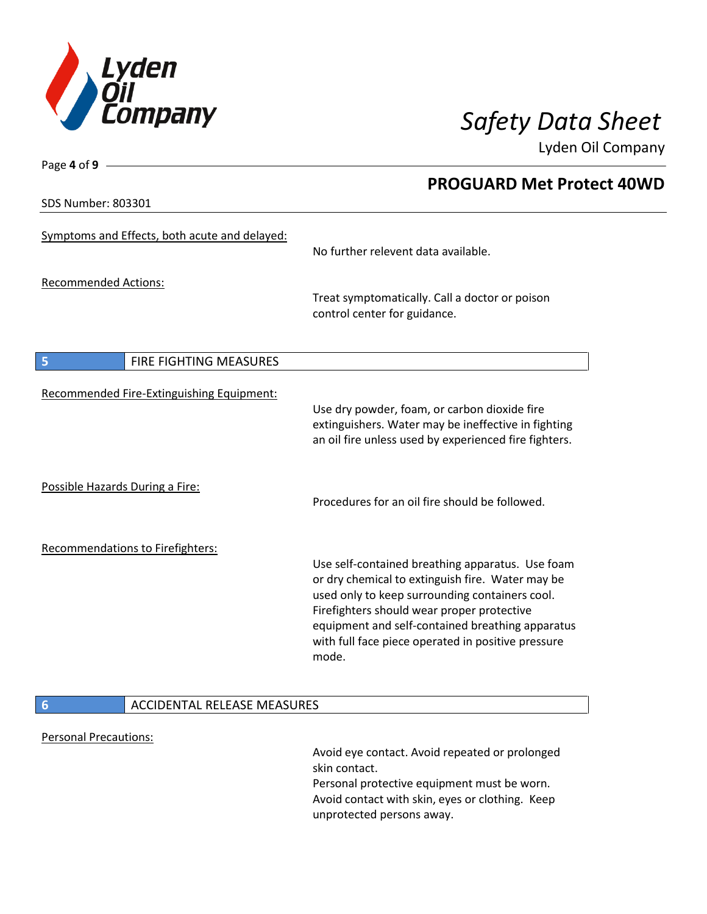Symptoms and Effects, both acute and delayed:

No further relevent data available.

Recommended Actions:

Treat symptomatically. Call a doctor or poison control center for guidance.

## 5 FIRE FIGHTING MEASURES

Recommended Fire-Extinguishing Equipment:

Use dry powder, foam, or carbon dioxide fire extinguishers. Water may be ineffective in fighting an oil fire unless used by experienced fire fighters.

Possible Hazards During a Fire:

Procedures for an oil fire should be followed.

Recommendations to Firefighters:

Use self-contained breathing apparatus. Use foam or dry chemical to extinguish fire. Water may be used only to keep surrounding containers cool. Firefighters should wear proper protective equipment and self-contained breathing apparatus with full face piece operated in positive pressure mode.

## 6 ACCIDENTAL RELEASE MEASURES

Personal Precautions:

Avoid eye contact. Avoid repeated or prolonged skin contact.
Personal protective equipment must be worn. Avoid contact with skin, eyes or clothing. Keep unprotected persons away.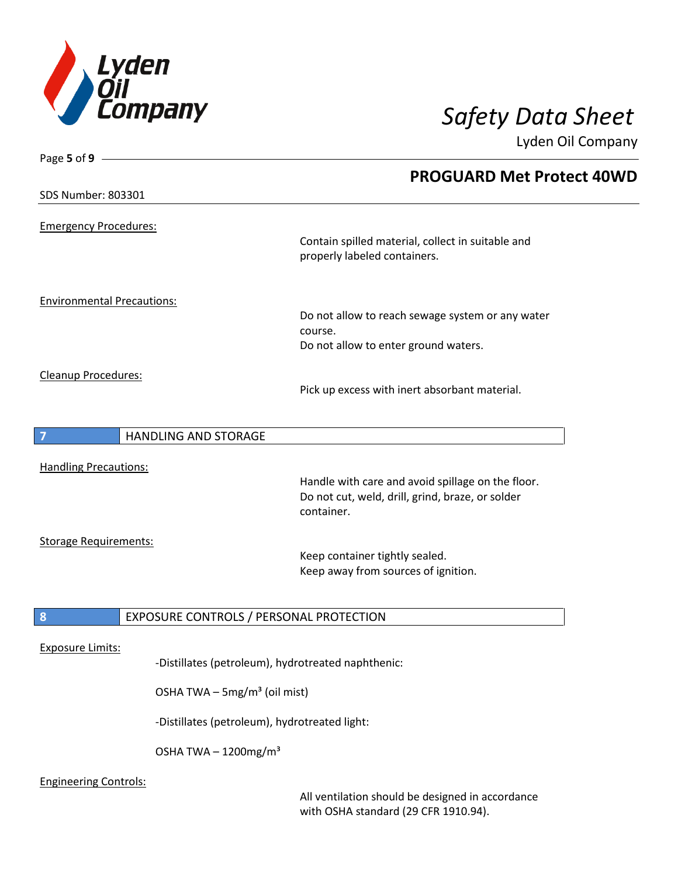Emergency Procedures:

Contain spilled material, collect in suitable and properly labeled containers.

Environmental Precautions:

Do not allow to reach sewage system or any water course.
Do not allow to enter ground waters.

Cleanup Procedures:

Pick up excess with inert absorbant material.

## 7 HANDLING AND STORAGE

Handling Precautions:

Handle with care and avoid spillage on the floor.
Do not cut, weld, drill, grind, braze, or solder container.

Storage Requirements:

Keep container tightly sealed.
Keep away from sources of ignition.

## 8 EXPOSURE CONTROLS / PERSONAL PROTECTION

Exposure Limits:

-Distillates (petroleum), hydrotreated naphthenic:

OSHA TWA – 5mg/m³ (oil mist)

-Distillates (petroleum), hydrotreated light:

OSHA TWA – 1200mg/m³

Engineering Controls:

All ventilation should be designed in accordance with OSHA standard (29 CFR 1910.94).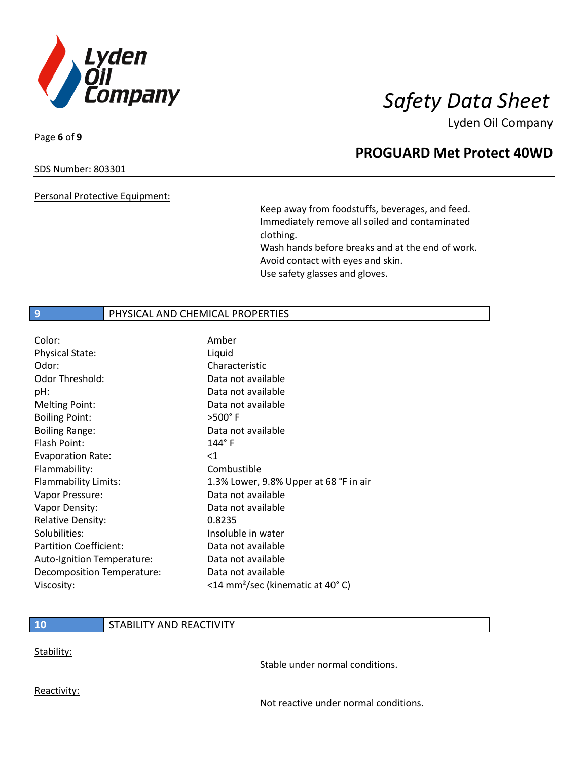Personal Protective Equipment:

Keep away from foodstuffs, beverages, and feed.
Immediately remove all soiled and contaminated clothing.
Wash hands before breaks and at the end of work.
Avoid contact with eyes and skin.
Use safety glasses and gloves.

## 9 PHYSICAL AND CHEMICAL PROPERTIES

| | |
|---|---|
| Color: | Amber |
| Physical State: | Liquid |
| Odor: | Characteristic |
| Odor Threshold: | Data not available |
| pH: | Data not available |
| Melting Point: | Data not available |
| Boiling Point: | >500° F |
| Boiling Range: | Data not available |
| Flash Point: | 144° F |
| Evaporation Rate: | <1 |
| Flammability: | Combustible |
| Flammability Limits: | 1.3% Lower, 9.8% Upper at 68 °F in air |
| Vapor Pressure: | Data not available |
| Vapor Density: | Data not available |
| Relative Density: | 0.8235 |
| Solubilities: | Insoluble in water |
| Partition Coefficient: | Data not available |
| Auto-Ignition Temperature: | Data not available |
| Decomposition Temperature: | Data not available |
| Viscosity: | <14 $mm^2$/sec (kinematic at 40° C) |

## 10 STABILITY AND REACTIVITY

Stability:

Stable under normal conditions.

Reactivity:

Not reactive under normal conditions.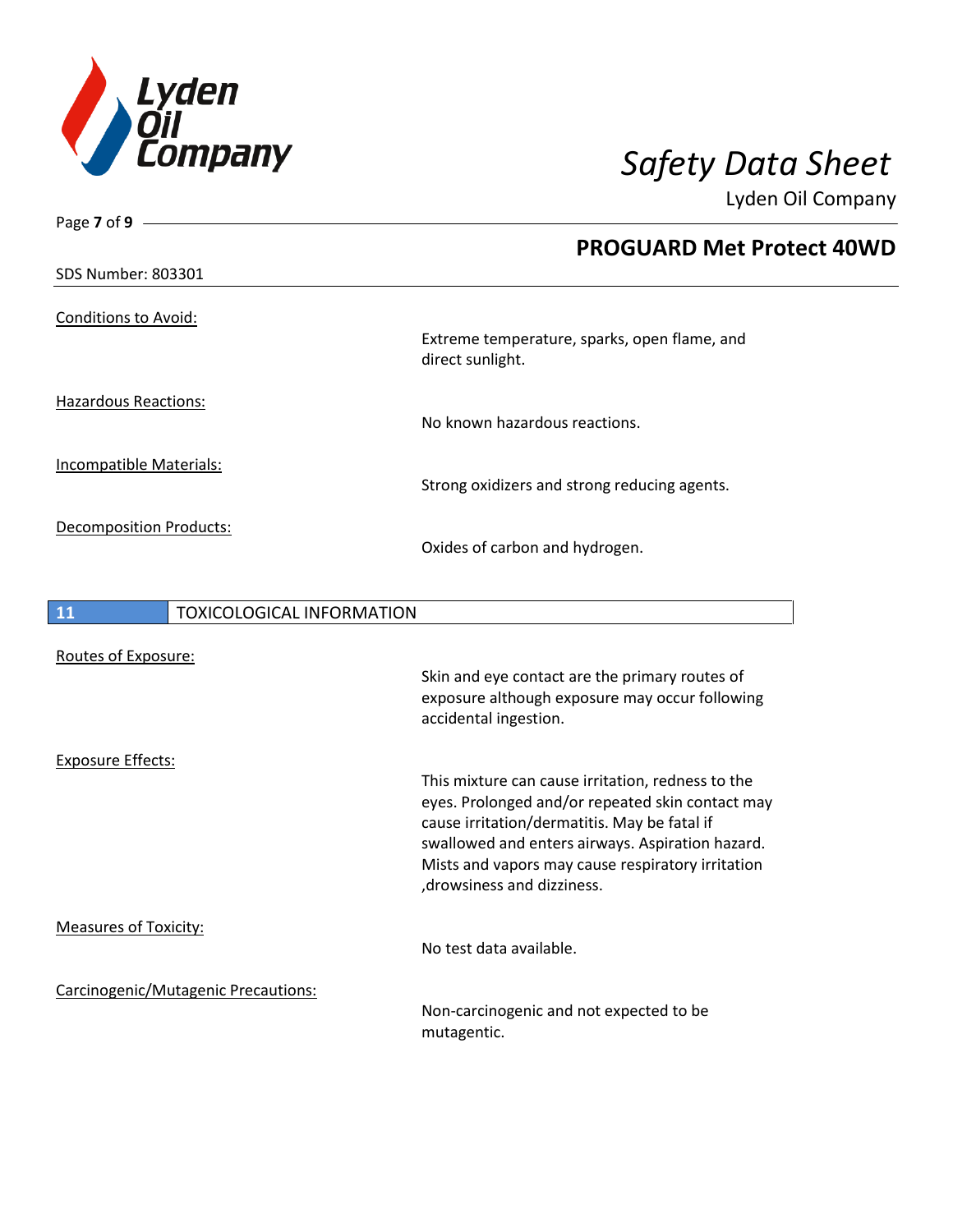Conditions to Avoid:

Extreme temperature, sparks, open flame, and direct sunlight.

Hazardous Reactions:

No known hazardous reactions.

Incompatible Materials:

Strong oxidizers and strong reducing agents.

Decomposition Products:

Oxides of carbon and hydrogen.

## 11 TOXICOLOGICAL INFORMATION

Routes of Exposure:

Skin and eye contact are the primary routes of exposure although exposure may occur following accidental ingestion.

Exposure Effects:

This mixture can cause irritation, redness to the eyes. Prolonged and/or repeated skin contact may cause irritation/dermatitis. May be fatal if swallowed and enters airways. Aspiration hazard. Mists and vapors may cause respiratory irritation ,drowsiness and dizziness.

Measures of Toxicity:

No test data available.

Carcinogenic/Mutagenic Precautions:

Non-carcinogenic and not expected to be mutagentic.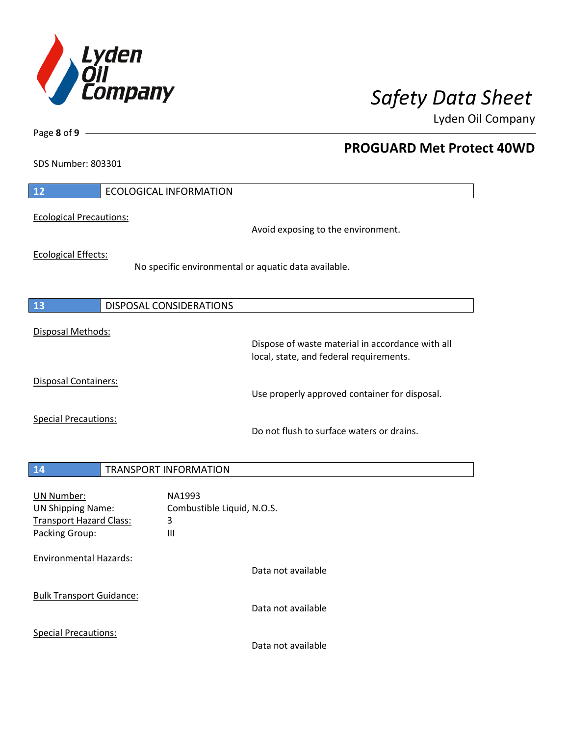## 12 ECOLOGICAL INFORMATION

Ecological Precautions:

Avoid exposing to the environment.

Ecological Effects:

No specific environmental or aquatic data available.

## 13 DISPOSAL CONSIDERATIONS

Disposal Methods:

Dispose of waste material in accordance with all local, state, and federal requirements.

Disposal Containers:

Use properly approved container for disposal.

Special Precautions:

Do not flush to surface waters or drains.

## 14 TRANSPORT INFORMATION

| | |
|---|---|
| UN Number: | NA1993 |
| UN Shipping Name: | Combustible Liquid, N.O.S. |
| Transport Hazard Class: | 3 |
| Packing Group: | III |

Environmental Hazards:

Data not available

Bulk Transport Guidance:

Data not available

Special Precautions:

Data not available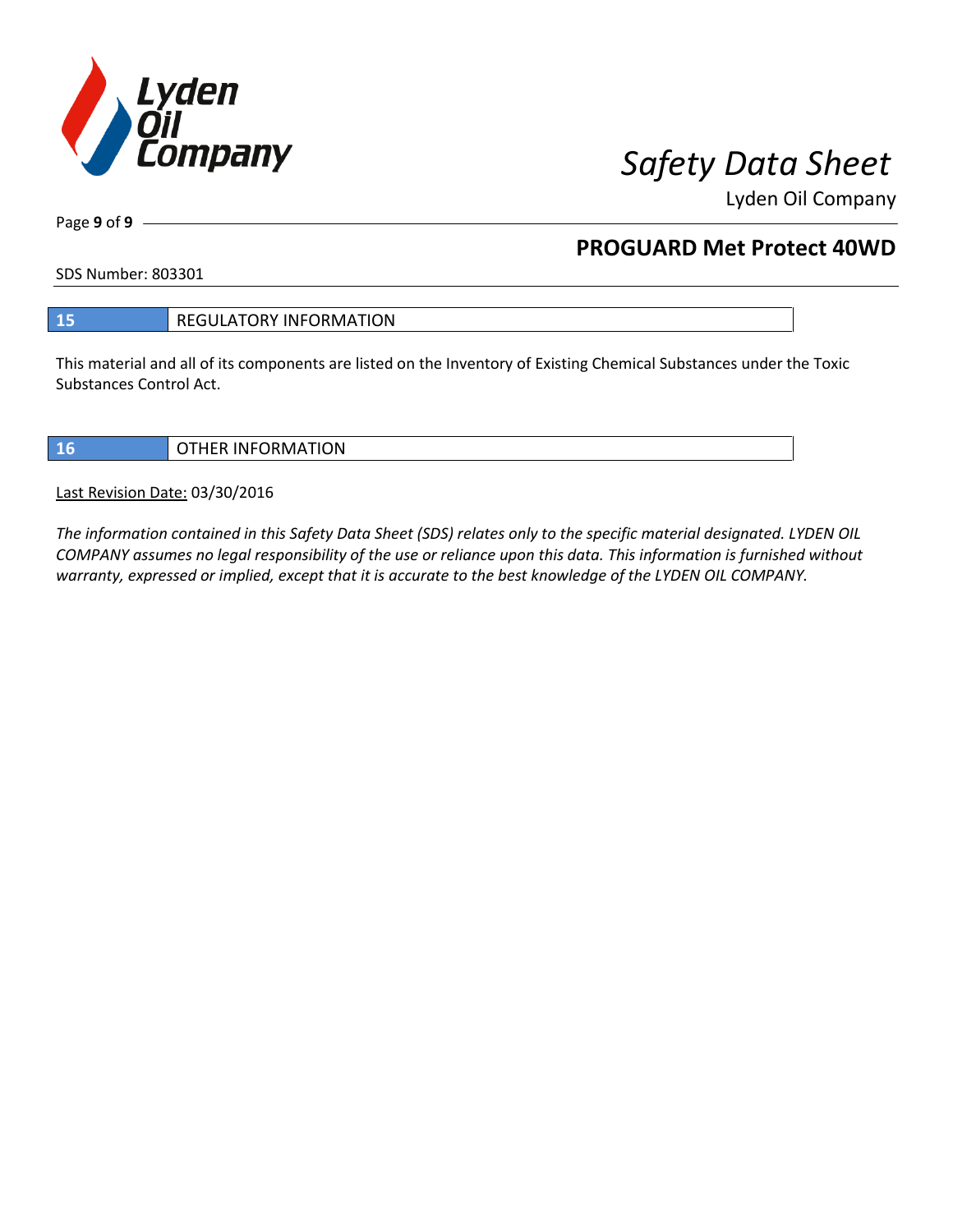## 15 REGULATORY INFORMATION

This material and all of its components are listed on the Inventory of Existing Chemical Substances under the Toxic Substances Control Act.

## 16 OTHER INFORMATION

Last Revision Date: 03/30/2016

*The information contained in this Safety Data Sheet (SDS) relates only to the specific material designated. LYDEN OIL COMPANY assumes no legal responsibility of the use or reliance upon this data. This information is furnished without warranty, expressed or implied, except that it is accurate to the best knowledge of the LYDEN OIL COMPANY.*